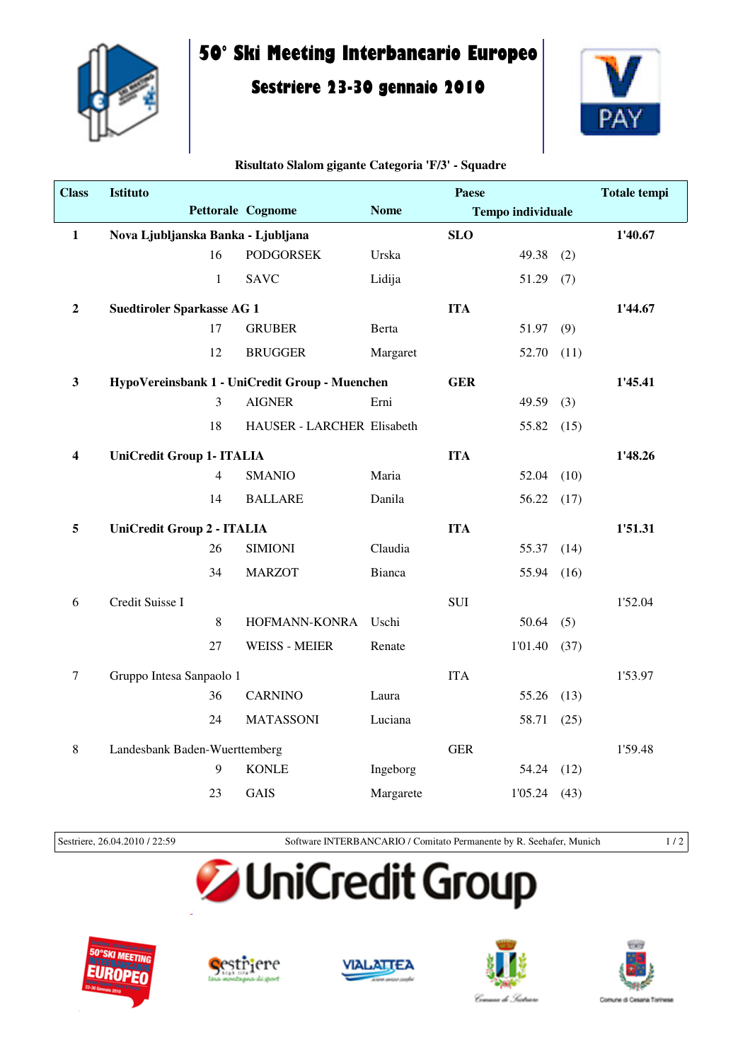# 50° Ski Meeting Interbancario Europeo

## Sestriere 23-30 gennaio 2010

**Risultato Slalom gigante Categoria 'F/3' - Squadre**

| Class | Istituto | | | | Paese | | | Totale tempi |
|---|---|---|---|---|---|---|---|---|
| | | Pettorale | Cognome | Nome | Tempo individuale | | | |
| **1** | **Nova Ljubljanska Banka - Ljubljana** | | | | **SLO** | | | **1'40.67** |
| | | 16 | PODGORSEK | Urska | | 49.38 | (2) | |
| | | 1 | SAVC | Lidija | | 51.29 | (7) | |
| **2** | **Suedtiroler Sparkasse AG 1** | | | | **ITA** | | | **1'44.67** |
| | | 17 | GRUBER | Berta | | 51.97 | (9) | |
| | | 12 | BRUGGER | Margaret | | 52.70 | (11) | |
| **3** | **HypoVereinsbank 1 - UniCredit Group - Muenchen** | | | | **GER** | | | **1'45.41** |
| | | 3 | AIGNER | Erni | | 49.59 | (3) | |
| | | 18 | HAUSER - LARCHER | Elisabeth | | 55.82 | (15) | |
| **4** | **UniCredit Group 1- ITALIA** | | | | **ITA** | | | **1'48.26** |
| | | 4 | SMANIO | Maria | | 52.04 | (10) | |
| | | 14 | BALLARE | Danila | | 56.22 | (17) | |
| **5** | **UniCredit Group 2 - ITALIA** | | | | **ITA** | | | **1'51.31** |
| | | 26 | SIMIONI | Claudia | | 55.37 | (14) | |
| | | 34 | MARZOT | Bianca | | 55.94 | (16) | |
| 6 | Credit Suisse I | | | | SUI | | | 1'52.04 |
| | | 8 | HOFMANN-KONRA | Uschi | | 50.64 | (5) | |
| | | 27 | WEISS - MEIER | Renate | | 1'01.40 | (37) | |
| 7 | Gruppo Intesa Sanpaolo 1 | | | | ITA | | | 1'53.97 |
| | | 36 | CARNINO | Laura | | 55.26 | (13) | |
| | | 24 | MATASSONI | Luciana | | 58.71 | (25) | |
| 8 | Landesbank Baden-Wuerttemberg | | | | GER | | | 1'59.48 |
| | | 9 | KONLE | Ingeborg | | 54.24 | (12) | |
| | | 23 | GAIS | Margarete | | 1'05.24 | (43) | |

Sestriere, 26.04.2010 / 22:59 — Software INTERBANCARIO / Comitato Permanente by R. Seehafer, Munich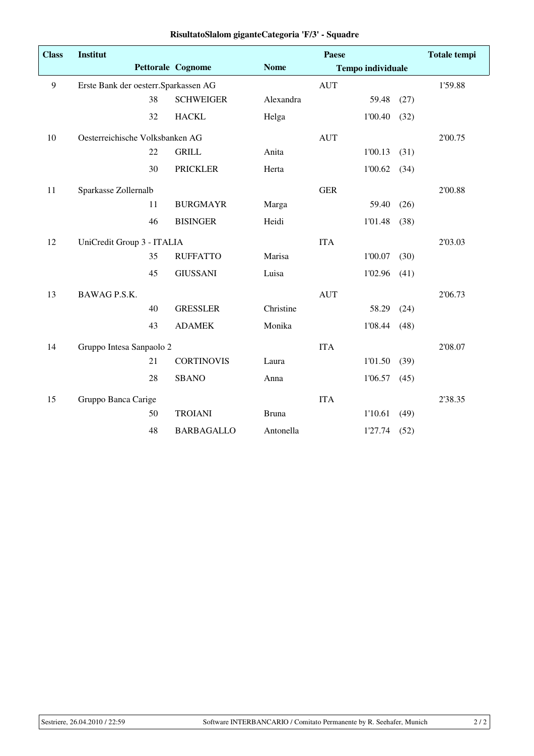**RisultatoSlalom giganteCategoria 'F/3' - Squadre**

| Class | Institut | | | Paese | | | Totale tempi |
|---|---|---|---|---|---|---|---|
| | Pettorale | Cognome | Nome | Tempo individuale | | | |
| 9 | Erste Bank der oesterr.Sparkassen AG | | | AUT | | | 1'59.88 |
| | 38 | SCHWEIGER | Alexandra | | 59.48 | (27) | |
| | 32 | HACKL | Helga | | 1'00.40 | (32) | |
| 10 | Oesterreichische Volksbanken AG | | | AUT | | | 2'00.75 |
| | 22 | GRILL | Anita | | 1'00.13 | (31) | |
| | 30 | PRICKLER | Herta | | 1'00.62 | (34) | |
| 11 | Sparkasse Zollernalb | | | GER | | | 2'00.88 |
| | 11 | BURGMAYR | Marga | | 59.40 | (26) | |
| | 46 | BISINGER | Heidi | | 1'01.48 | (38) | |
| 12 | UniCredit Group 3 - ITALIA | | | ITA | | | 2'03.03 |
| | 35 | RUFFATTO | Marisa | | 1'00.07 | (30) | |
| | 45 | GIUSSANI | Luisa | | 1'02.96 | (41) | |
| 13 | BAWAG P.S.K. | | | AUT | | | 2'06.73 |
| | 40 | GRESSLER | Christine | | 58.29 | (24) | |
| | 43 | ADAMEK | Monika | | 1'08.44 | (48) | |
| 14 | Gruppo Intesa Sanpaolo 2 | | | ITA | | | 2'08.07 |
| | 21 | CORTINOVIS | Laura | | 1'01.50 | (39) | |
| | 28 | SBANO | Anna | | 1'06.57 | (45) | |
| 15 | Gruppo Banca Carige | | | ITA | | | 2'38.35 |
| | 50 | TROIANI | Bruna | | 1'10.61 | (49) | |
| | 48 | BARBAGALLO | Antonella | | 1'27.74 | (52) | |

Sestriere, 26.04.2010 / 22:59 — Software INTERBANCARIO / Comitato Permanente by R. Seehafer, Munich